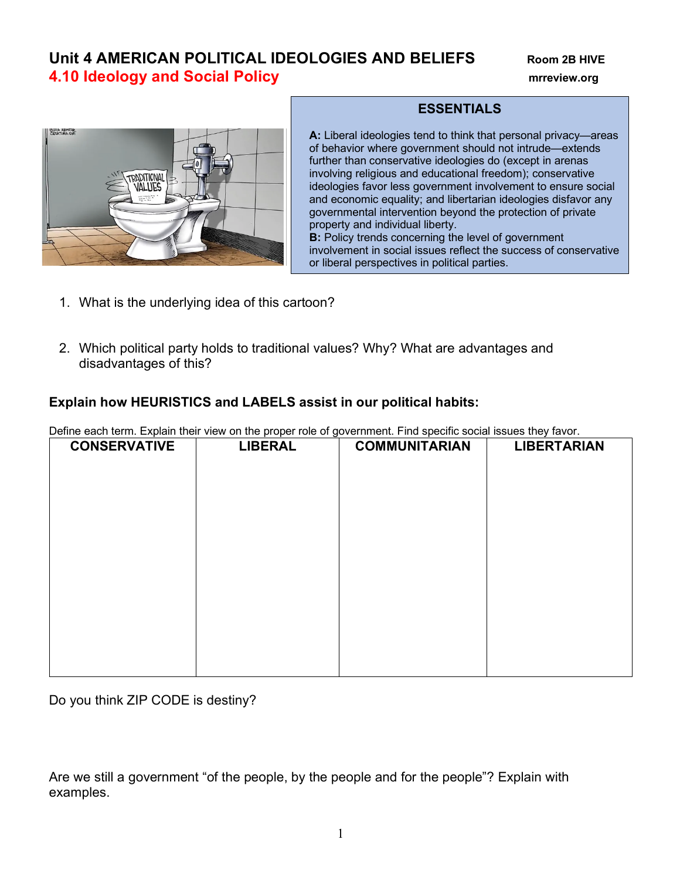# Unit 4 AMERICAN POLITICAL IDEOLOGIES AND BELIEFS

Room 2B HIVE

## 4.10 Ideology and Social Policy

mrreview.org

### ESSENTIALS

**A:** Liberal ideologies tend to think that personal privacy—areas of behavior where government should not intrude—extends further than conservative ideologies do (except in arenas involving religious and educational freedom); conservative ideologies favor less government involvement to ensure social and economic equality; and libertarian ideologies disfavor any governmental intervention beyond the protection of private property and individual liberty.

**B:** Policy trends concerning the level of government involvement in social issues reflect the success of conservative or liberal perspectives in political parties.

1. What is the underlying idea of this cartoon?

2. Which political party holds to traditional values? Why? What are advantages and disadvantages of this?

**Explain how HEURISTICS and LABELS assist in our political habits:**

Define each term. Explain their view on the proper role of government. Find specific social issues they favor.

| CONSERVATIVE | LIBERAL | COMMUNITARIAN | LIBERTARIAN |
|---|---|---|---|
| | | | |

Do you think ZIP CODE is destiny?

Are we still a government "of the people, by the people and for the people"? Explain with examples.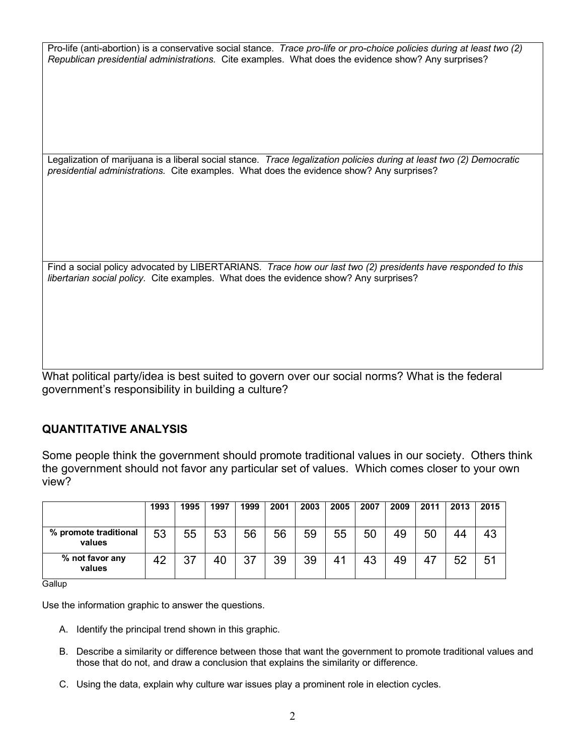| |
|---|
| Pro-life (anti-abortion) is a conservative social stance. *Trace pro-life or pro-choice policies during at least two (2) Republican presidential administrations.* Cite examples. What does the evidence show? Any surprises? |
| Legalization of marijuana is a liberal social stance. *Trace legalization policies during at least two (2) Democratic presidential administrations.* Cite examples. What does the evidence show? Any surprises? |
| Find a social policy advocated by LIBERTARIANS. *Trace how our last two (2) presidents have responded to this libertarian social policy.* Cite examples. What does the evidence show? Any surprises? |

What political party/idea is best suited to govern over our social norms? What is the federal government's responsibility in building a culture?

## QUANTITATIVE ANALYSIS

Some people think the government should promote traditional values in our society. Others think the government should not favor any particular set of values. Which comes closer to your own view?

| | 1993 | 1995 | 1997 | 1999 | 2001 | 2003 | 2005 | 2007 | 2009 | 2011 | 2013 | 2015 |
|---|---|---|---|---|---|---|---|---|---|---|---|---|
| **% promote traditional values** | 53 | 55 | 53 | 56 | 56 | 59 | 55 | 50 | 49 | 50 | 44 | 43 |
| **% not favor any values** | 42 | 37 | 40 | 37 | 39 | 39 | 41 | 43 | 49 | 47 | 52 | 51 |

Gallup

Use the information graphic to answer the questions.

A. Identify the principal trend shown in this graphic.

B. Describe a similarity or difference between those that want the government to promote traditional values and those that do not, and draw a conclusion that explains the similarity or difference.

C. Using the data, explain why culture war issues play a prominent role in election cycles.